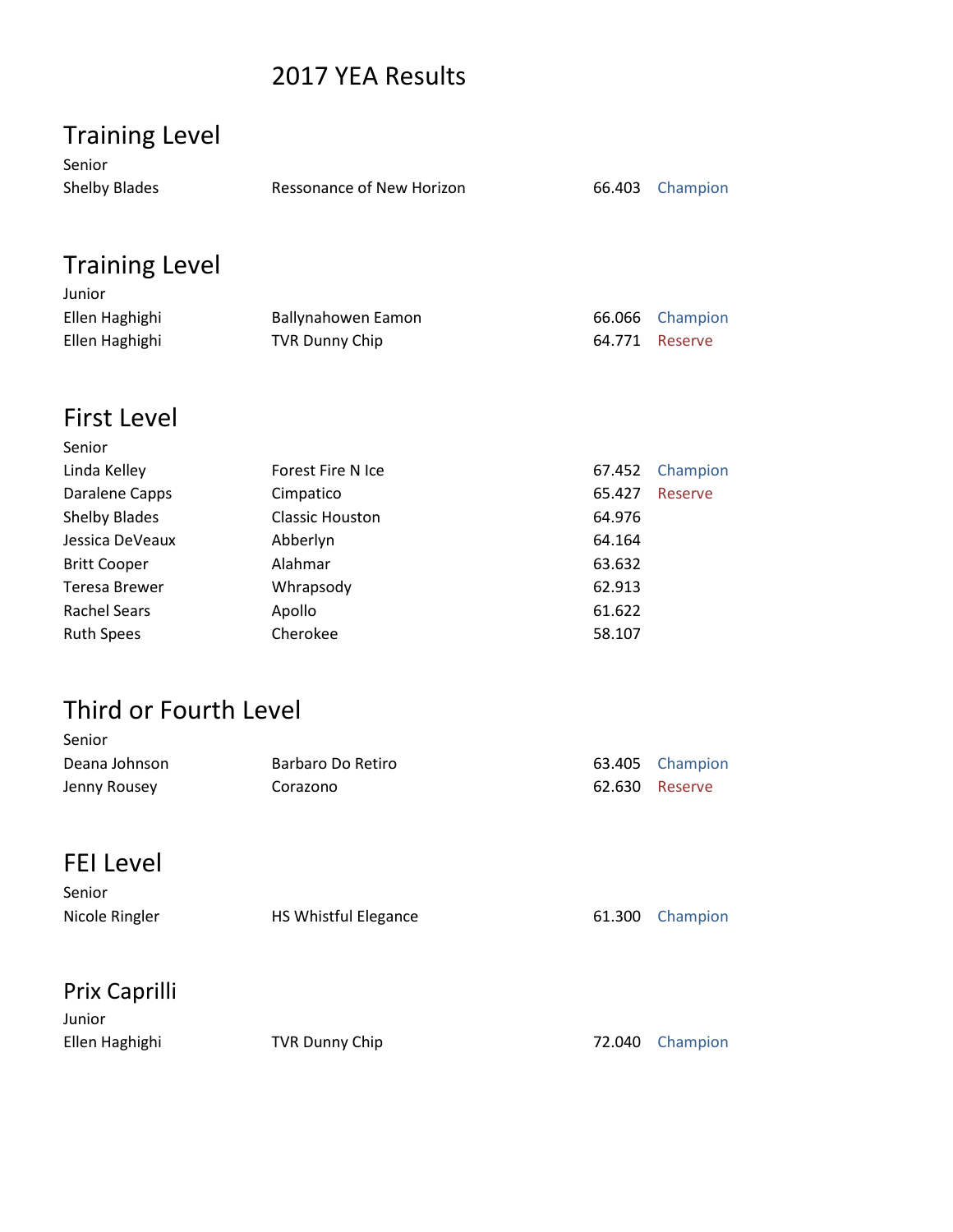# 2017 YEA Results

## Training Level

Senior

| Rider | Horse | Score | Award |
|---|---|---|---|
| Shelby Blades | Ressonance of New Horizon | 66.403 | Champion |

## Training Level

Junior

| Rider | Horse | Score | Award |
|---|---|---|---|
| Ellen Haghighi | Ballynahowen Eamon | 66.066 | Champion |
| Ellen Haghighi | TVR Dunny Chip | 64.771 | Reserve |

## First Level

Senior

| Rider | Horse | Score | Award |
|---|---|---|---|
| Linda Kelley | Forest Fire N Ice | 67.452 | Champion |
| Daralene Capps | Cimpatico | 65.427 | Reserve |
| Shelby Blades | Classic Houston | 64.976 | |
| Jessica DeVeaux | Abberlyn | 64.164 | |
| Britt Cooper | Alahmar | 63.632 | |
| Teresa Brewer | Whrapsody | 62.913 | |
| Rachel Sears | Apollo | 61.622 | |
| Ruth Spees | Cherokee | 58.107 | |

## Third or Fourth Level

Senior

| Rider | Horse | Score | Award |
|---|---|---|---|
| Deana Johnson | Barbaro Do Retiro | 63.405 | Champion |
| Jenny Rousey | Corazono | 62.630 | Reserve |

## FEI Level

Senior

| Rider | Horse | Score | Award |
|---|---|---|---|
| Nicole Ringler | HS Whistful Elegance | 61.300 | Champion |

## Prix Caprilli

Junior

| Rider | Horse | Score | Award |
|---|---|---|---|
| Ellen Haghighi | TVR Dunny Chip | 72.040 | Champion |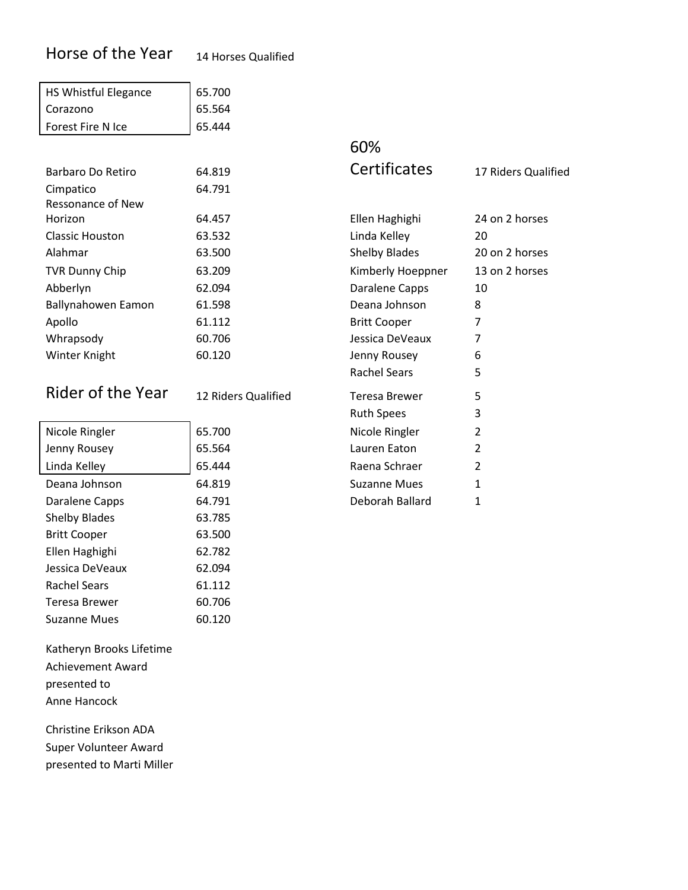## Horse of the Year

14 Horses Qualified

| | |
|---|---|
| HS Whistful Elegance | 65.700 |
| Corazono | 65.564 |
| Forest Fire N Ice | 65.444 |
| Barbaro Do Retiro | 64.819 |
| Cimpatico | 64.791 |
| Ressonance of New Horizon | 64.457 |
| Classic Houston | 63.532 |
| Alahmar | 63.500 |
| TVR Dunny Chip | 63.209 |
| Abberlyn | 62.094 |
| Ballynahowen Eamon | 61.598 |
| Apollo | 61.112 |
| Whrapsody | 60.706 |
| Winter Knight | 60.120 |

## Rider of the Year

12 Riders Qualified

| | |
|---|---|
| Nicole Ringler | 65.700 |
| Jenny Rousey | 65.564 |
| Linda Kelley | 65.444 |
| Deana Johnson | 64.819 |
| Daralene Capps | 64.791 |
| Shelby Blades | 63.785 |
| Britt Cooper | 63.500 |
| Ellen Haghighi | 62.782 |
| Jessica DeVeaux | 62.094 |
| Rachel Sears | 61.112 |
| Teresa Brewer | 60.706 |
| Suzanne Mues | 60.120 |

Katheryn Brooks Lifetime Achievement Award presented to Anne Hancock

Christine Erikson ADA Super Volunteer Award presented to Marti Miller

## 60% Certificates

17 Riders Qualified

| | |
|---|---|
| Ellen Haghighi | 24 on 2 horses |
| Linda Kelley | 20 |
| Shelby Blades | 20 on 2 horses |
| Kimberly Hoeppner | 13 on 2 horses |
| Daralene Capps | 10 |
| Deana Johnson | 8 |
| Britt Cooper | 7 |
| Jessica DeVeaux | 7 |
| Jenny Rousey | 6 |
| Rachel Sears | 5 |
| Teresa Brewer | 5 |
| Ruth Spees | 3 |
| Nicole Ringler | 2 |
| Lauren Eaton | 2 |
| Raena Schraer | 2 |
| Suzanne Mues | 1 |
| Deborah Ballard | 1 |